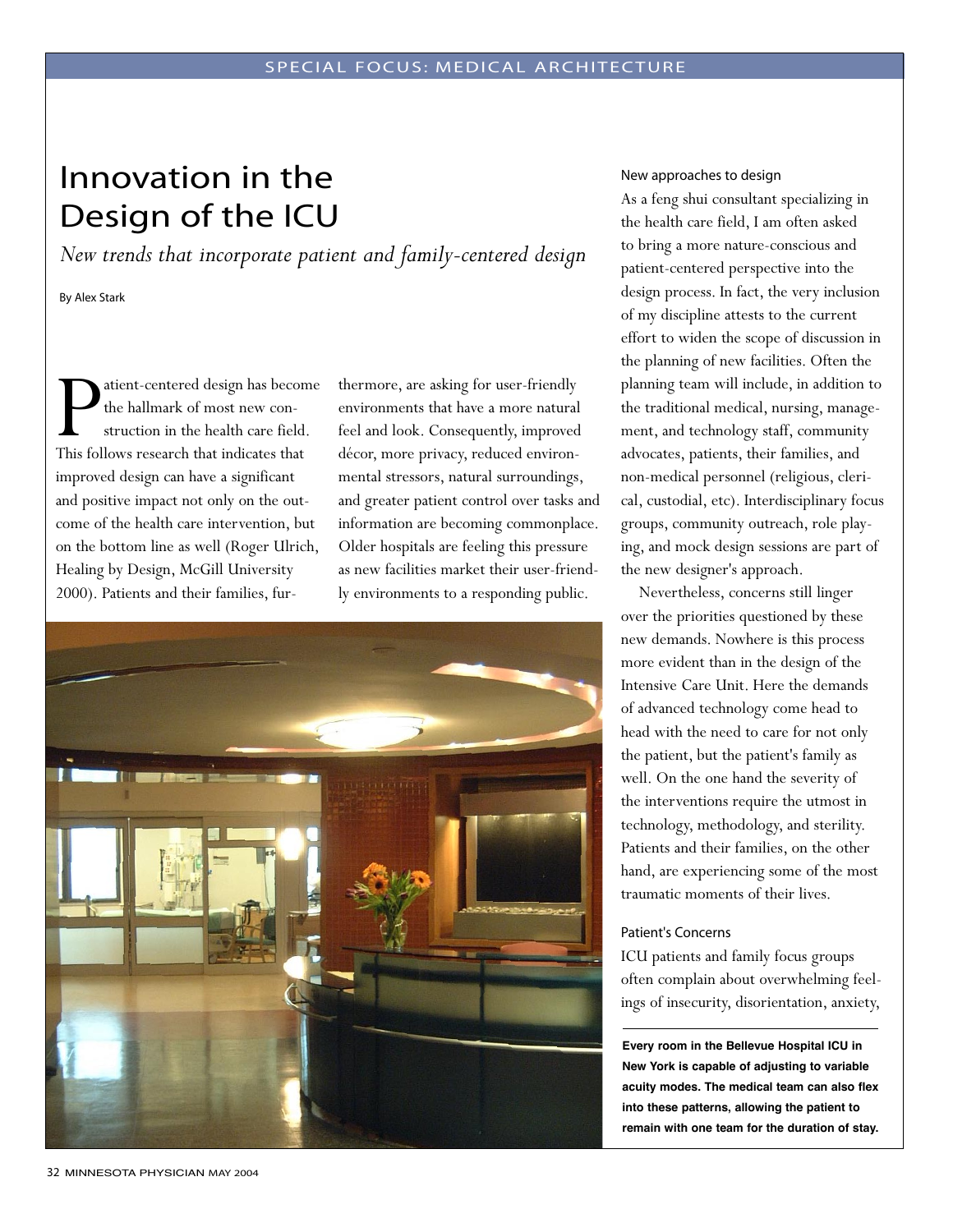# Innovation in the Design of the ICU

*New trends that incorporate patient and family-centered design*

By Alex Stark

Patient-centered design has become the hallmark of most new construction in the health care field. This follows research that indicates that improved design can have a significant and positive impact not only on the outcome of the health care intervention, but on the bottom line as well (Roger Ulrich, Healing by Design, McGill University 2000). Patients and their families, furthermore, are asking for user-friendly environments that have a more natural feel and look. Consequently, improved décor, more privacy, reduced environmental stressors, natural surroundings, and greater patient control over tasks and information are becoming commonplace. Older hospitals are feeling this pressure as new facilities market their user-friendly environments to a responding public.

Every room in the Bellevue Hospital ICU in New York is capable of adjusting to variable acuity modes. The medical team can also flex into these patterns, allowing the patient to remain with one team for the duration of stay.

## New approaches to design

As a feng shui consultant specializing in the health care field, I am often asked to bring a more nature-conscious and patient-centered perspective into the design process. In fact, the very inclusion of my discipline attests to the current effort to widen the scope of discussion in the planning of new facilities. Often the planning team will include, in addition to the traditional medical, nursing, management, and technology staff, community advocates, patients, their families, and non-medical personnel (religious, clerical, custodial, etc). Interdisciplinary focus groups, community outreach, role playing, and mock design sessions are part of the new designer's approach.

Nevertheless, concerns still linger over the priorities questioned by these new demands. Nowhere is this process more evident than in the design of the Intensive Care Unit. Here the demands of advanced technology come head to head with the need to care for not only the patient, but the patient's family as well. On the one hand the severity of the interventions require the utmost in technology, methodology, and sterility. Patients and their families, on the other hand, are experiencing some of the most traumatic moments of their lives.

## Patient's Concerns

ICU patients and family focus groups often complain about overwhelming feelings of insecurity, disorientation, anxiety,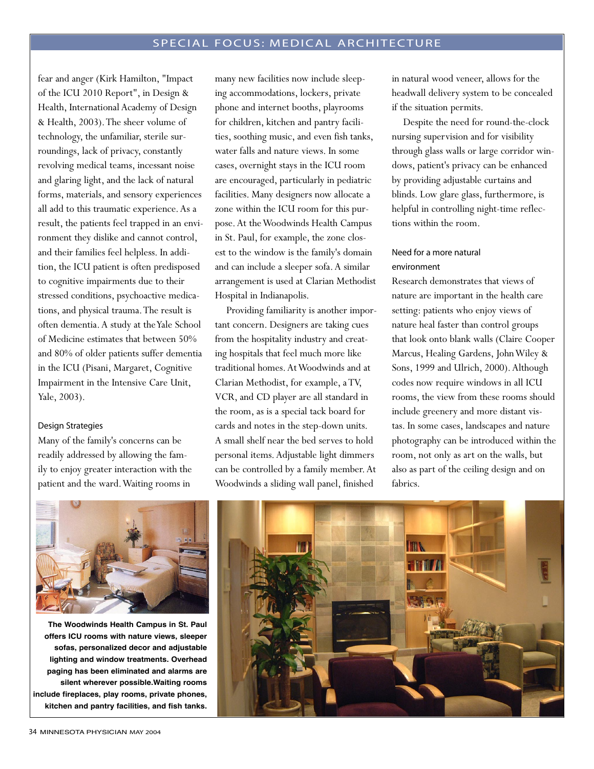fear and anger (Kirk Hamilton, "Impact of the ICU 2010 Report", in Design & Health, International Academy of Design & Health, 2003). The sheer volume of technology, the unfamiliar, sterile surroundings, lack of privacy, constantly revolving medical teams, incessant noise and glaring light, and the lack of natural forms, materials, and sensory experiences all add to this traumatic experience. As a result, the patients feel trapped in an environment they dislike and cannot control, and their families feel helpless. In addition, the ICU patient is often predisposed to cognitive impairments due to their stressed conditions, psychoactive medications, and physical trauma. The result is often dementia. A study at the Yale School of Medicine estimates that between 50% and 80% of older patients suffer dementia in the ICU (Pisani, Margaret, Cognitive Impairment in the Intensive Care Unit, Yale, 2003).

### Design Strategies

Many of the family's concerns can be readily addressed by allowing the family to enjoy greater interaction with the patient and the ward. Waiting rooms in many new facilities now include sleeping accommodations, lockers, private phone and internet booths, playrooms for children, kitchen and pantry facilities, soothing music, and even fish tanks, water falls and nature views. In some cases, overnight stays in the ICU room are encouraged, particularly in pediatric facilities. Many designers now allocate a zone within the ICU room for this purpose. At the Woodwinds Health Campus in St. Paul, for example, the zone closest to the window is the family's domain and can include a sleeper sofa. A similar arrangement is used at Clarian Methodist Hospital in Indianapolis.

Providing familiarity is another important concern. Designers are taking cues from the hospitality industry and creating hospitals that feel much more like traditional homes. At Woodwinds and at Clarian Methodist, for example, a TV, VCR, and CD player are all standard in the room, as is a special tack board for cards and notes in the step-down units. A small shelf near the bed serves to hold personal items. Adjustable light dimmers can be controlled by a family member. At Woodwinds a sliding wall panel, finished in natural wood veneer, allows for the headwall delivery system to be concealed if the situation permits.

Despite the need for round-the-clock nursing supervision and for visibility through glass walls or large corridor windows, patient's privacy can be enhanced by providing adjustable curtains and blinds. Low glare glass, furthermore, is helpful in controlling night-time reflections within the room.

### Need for a more natural environment

Research demonstrates that views of nature are important in the health care setting: patients who enjoy views of nature heal faster than control groups that look onto blank walls (Claire Cooper Marcus, Healing Gardens, John Wiley & Sons, 1999 and Ulrich, 2000). Although codes now require windows in all ICU rooms, the view from these rooms should include greenery and more distant vistas. In some cases, landscapes and nature photography can be introduced within the room, not only as art on the walls, but also as part of the ceiling design and on fabrics.

**The Woodwinds Health Campus in St. Paul offers ICU rooms with nature views, sleeper sofas, personalized decor and adjustable lighting and window treatments. Overhead paging has been eliminated and alarms are silent wherever possible. Waiting rooms include fireplaces, play rooms, private phones, kitchen and pantry facilities, and fish tanks.**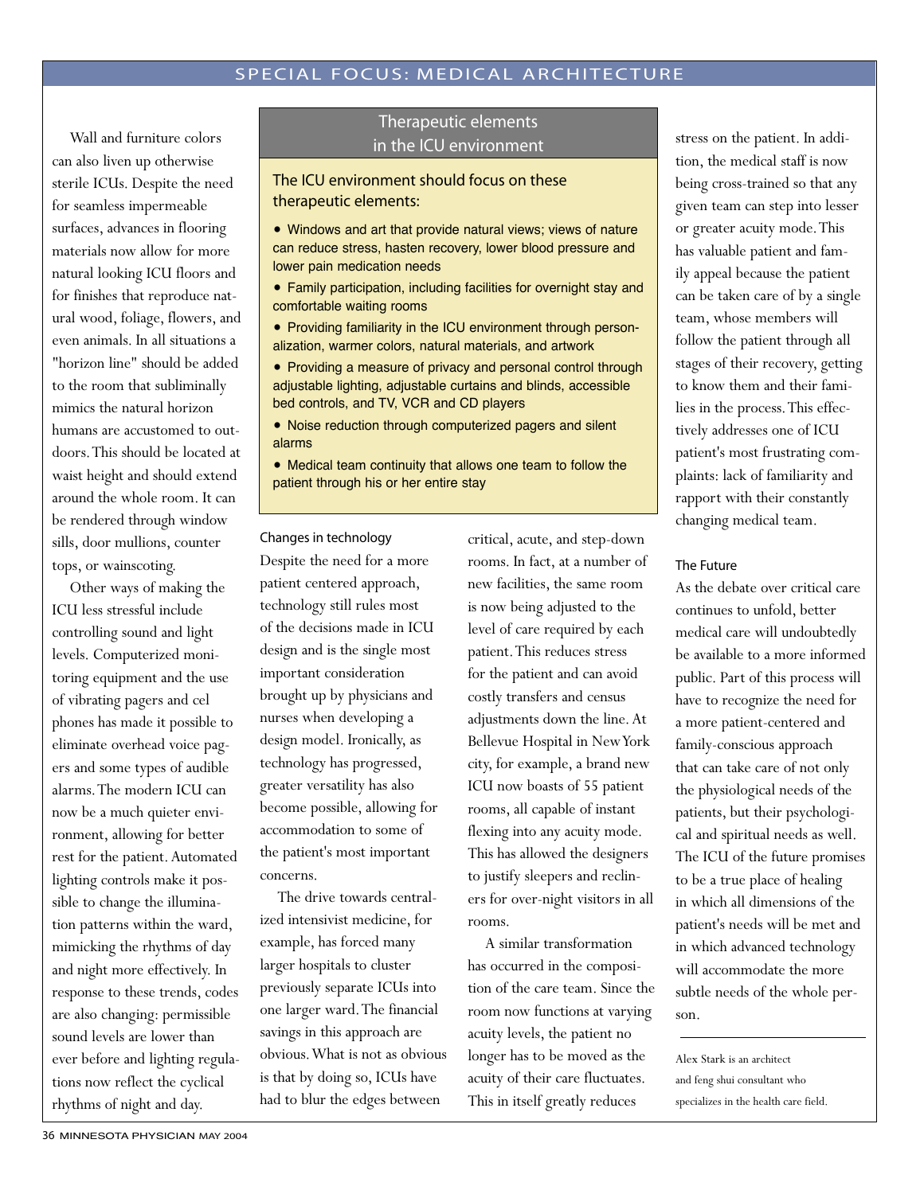Wall and furniture colors can also liven up otherwise sterile ICUs. Despite the need for seamless impermeable surfaces, advances in flooring materials now allow for more natural looking ICU floors and for finishes that reproduce natural wood, foliage, flowers, and even animals. In all situations a "horizon line" should be added to the room that subliminally mimics the natural horizon humans are accustomed to outdoors. This should be located at waist height and should extend around the whole room. It can be rendered through window sills, door mullions, counter tops, or wainscoting.

Other ways of making the ICU less stressful include controlling sound and light levels. Computerized monitoring equipment and the use of vibrating pagers and cel phones has made it possible to eliminate overhead voice pagers and some types of audible alarms. The modern ICU can now be a much quieter environment, allowing for better rest for the patient. Automated lighting controls make it possible to change the illumination patterns within the ward, mimicking the rhythms of day and night more effectively. In response to these trends, codes are also changing: permissible sound levels are lower than ever before and lighting regulations now reflect the cyclical rhythms of night and day.

## Therapeutic elements in the ICU environment

The ICU environment should focus on these therapeutic elements:

- Windows and art that provide natural views; views of nature can reduce stress, hasten recovery, lower blood pressure and lower pain medication needs
- Family participation, including facilities for overnight stay and comfortable waiting rooms
- Providing familiarity in the ICU environment through personalization, warmer colors, natural materials, and artwork
- Providing a measure of privacy and personal control through adjustable lighting, adjustable curtains and blinds, accessible bed controls, and TV, VCR and CD players
- Noise reduction through computerized pagers and silent alarms
- Medical team continuity that allows one team to follow the patient through his or her entire stay

### Changes in technology

Despite the need for a more patient centered approach, technology still rules most of the decisions made in ICU design and is the single most important consideration brought up by physicians and nurses when developing a design model. Ironically, as technology has progressed, greater versatility has also become possible, allowing for accommodation to some of the patient's most important concerns.

The drive towards centralized intensivist medicine, for example, has forced many larger hospitals to cluster previously separate ICUs into one larger ward. The financial savings in this approach are obvious. What is not as obvious is that by doing so, ICUs have had to blur the edges between critical, acute, and step-down rooms. In fact, at a number of new facilities, the same room is now being adjusted to the level of care required by each patient. This reduces stress for the patient and can avoid costly transfers and census adjustments down the line. At Bellevue Hospital in New York city, for example, a brand new ICU now boasts of 55 patient rooms, all capable of instant flexing into any acuity mode. This has allowed the designers to justify sleepers and recliners for over-night visitors in all rooms.

A similar transformation has occurred in the composition of the care team. Since the room now functions at varying acuity levels, the patient no longer has to be moved as the acuity of their care fluctuates. This in itself greatly reduces stress on the patient. In addition, the medical staff is now being cross-trained so that any given team can step into lesser or greater acuity mode. This has valuable patient and family appeal because the patient can be taken care of by a single team, whose members will follow the patient through all stages of their recovery, getting to know them and their families in the process. This effectively addresses one of ICU patient's most frustrating complaints: lack of familiarity and rapport with their constantly changing medical team.

### The Future

As the debate over critical care continues to unfold, better medical care will undoubtedly be available to a more informed public. Part of this process will have to recognize the need for a more patient-centered and family-conscious approach that can take care of not only the physiological needs of the patients, but their psychological and spiritual needs as well. The ICU of the future promises to be a true place of healing in which all dimensions of the patient's needs will be met and in which advanced technology will accommodate the more subtle needs of the whole person.

---

Alex Stark is an architect and feng shui consultant who specializes in the health care field.